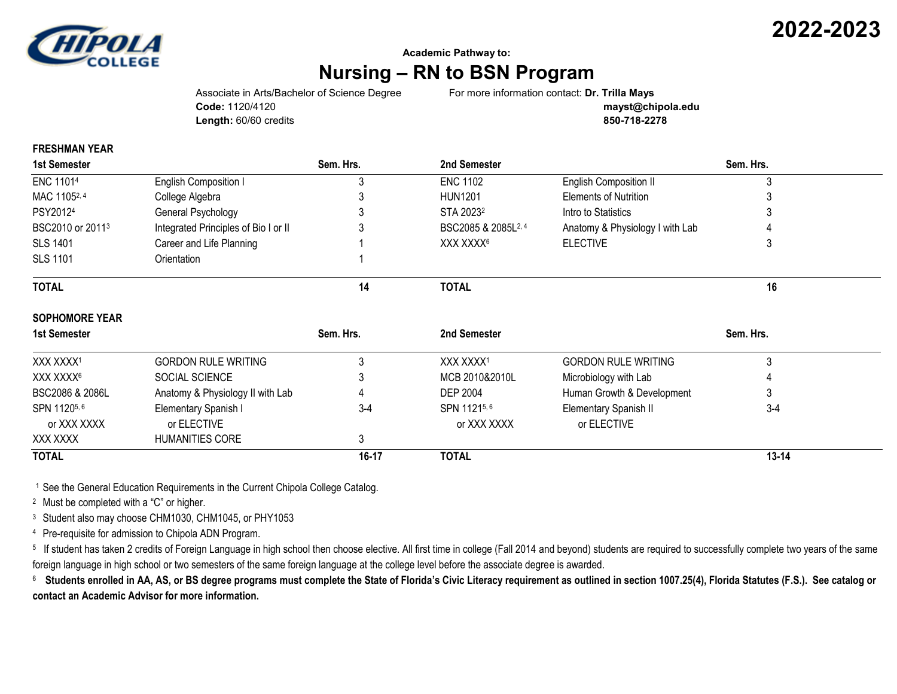**2022-2023**

**Academic Pathway to:**

# Nursing – RN to BSN Program

Associate in Arts/Bachelor of Science Degree
**Code:** 1120/4120
**Length:** 60/60 credits

For more information contact: **Dr. Trilla Mays**
**mayst@chipola.edu**
**850-718-2278**

## FRESHMAN YEAR

| 1st Semester | | Sem. Hrs. | 2nd Semester | | Sem. Hrs. |
|---|---|---|---|---|---|
| ENC 1101[4] | English Composition I | 3 | ENC 1102 | English Composition II | 3 |
| MAC 1105[2, 4] | College Algebra | 3 | HUN1201 | Elements of Nutrition | 3 |
| PSY2012[4] | General Psychology | 3 | STA 2023[2] | Intro to Statistics | 3 |
| BSC2010 or 2011[3] | Integrated Principles of Bio I or II | 3 | BSC2085 & 2085L[2, 4] | Anatomy & Physiology I with Lab | 4 |
| SLS 1401 | Career and Life Planning | 1 | XXX XXXX[6] | ELECTIVE | 3 |
| SLS 1101 | Orientation | 1 | | | |
| **TOTAL** | | **14** | **TOTAL** | | **16** |

## SOPHOMORE YEAR

| 1st Semester | | Sem. Hrs. | 2nd Semester | | Sem. Hrs. |
|---|---|---|---|---|---|
| XXX XXXX[1] | GORDON RULE WRITING | 3 | XXX XXXX[1] | GORDON RULE WRITING | 3 |
| XXX XXXX[6] | SOCIAL SCIENCE | 3 | MCB 2010&2010L | Microbiology with Lab | 4 |
| BSC2086 & 2086L | Anatomy & Physiology II with Lab | 4 | DEP 2004 | Human Growth & Development | 3 |
| SPN 1120[5, 6] or XXX XXXX | Elementary Spanish I or ELECTIVE | 3-4 | SPN 1121[5, 6] or XXX XXXX | Elementary Spanish II or ELECTIVE | 3-4 |
| XXX XXXX | HUMANITIES CORE | 3 | | | |
| **TOTAL** | | **16-17** | **TOTAL** | | **13-14** |

[1] See the General Education Requirements in the Current Chipola College Catalog.

[2] Must be completed with a "C" or higher.

[3] Student also may choose CHM1030, CHM1045, or PHY1053

[4] Pre-requisite for admission to Chipola ADN Program.

[5] If student has taken 2 credits of Foreign Language in high school then choose elective. All first time in college (Fall 2014 and beyond) students are required to successfully complete two years of the same foreign language in high school or two semesters of the same foreign language at the college level before the associate degree is awarded.

[6] **Students enrolled in AA, AS, or BS degree programs must complete the State of Florida's Civic Literacy requirement as outlined in section 1007.25(4), Florida Statutes (F.S.). See catalog or contact an Academic Advisor for more information.**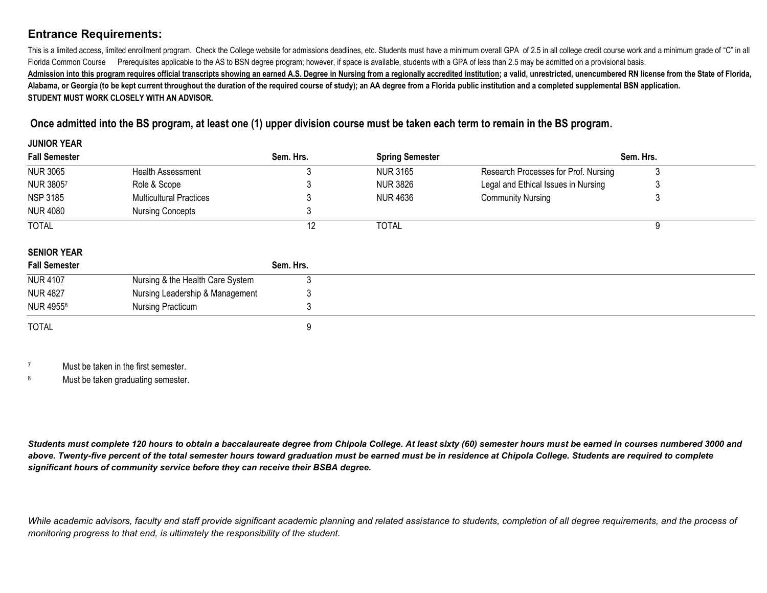## Entrance Requirements:

This is a limited access, limited enrollment program. Check the College website for admissions deadlines, etc. Students must have a minimum overall GPA of 2.5 in all college credit course work and a minimum grade of "C" in all Florida Common Course Prerequisites applicable to the AS to BSN degree program; however, if space is available, students with a GPA of less than 2.5 may be admitted on a provisional basis.

**Admission into this program requires official transcripts showing an earned A.S. Degree in Nursing from a regionally accredited institution; a valid, unrestricted, unencumbered RN license from the State of Florida, Alabama, or Georgia (to be kept current throughout the duration of the required course of study); an AA degree from a Florida public institution and a completed supplemental BSN application.**

**STUDENT MUST WORK CLOSELY WITH AN ADVISOR.**

**Once admitted into the BS program, at least one (1) upper division course must be taken each term to remain in the BS program.**

**JUNIOR YEAR**

| Fall Semester | | Sem. Hrs. | Spring Semester | | Sem. Hrs. |
|---|---|---|---|---|---|
| NUR 3065 | Health Assessment | 3 | NUR 3165 | Research Processes for Prof. Nursing | 3 |
| NUR 3805[7] | Role & Scope | 3 | NUR 3826 | Legal and Ethical Issues in Nursing | 3 |
| NSP 3185 | Multicultural Practices | 3 | NUR 4636 | Community Nursing | 3 |
| NUR 4080 | Nursing Concepts | 3 | | | |
| TOTAL | | 12 | TOTAL | | 9 |

**SENIOR YEAR**

| Fall Semester | | Sem. Hrs. |
|---|---|---|
| NUR 4107 | Nursing & the Health Care System | 3 |
| NUR 4827 | Nursing Leadership & Management | 3 |
| NUR 4955[8] | Nursing Practicum | 3 |
| TOTAL | | 9 |

[7] Must be taken in the first semester.

[8] Must be taken graduating semester.

***Students must complete 120 hours to obtain a baccalaureate degree from Chipola College. At least sixty (60) semester hours must be earned in courses numbered 3000 and above. Twenty-five percent of the total semester hours toward graduation must be earned must be in residence at Chipola College. Students are required to complete significant hours of community service before they can receive their BSBA degree.***

*While academic advisors, faculty and staff provide significant academic planning and related assistance to students, completion of all degree requirements, and the process of monitoring progress to that end, is ultimately the responsibility of the student.*